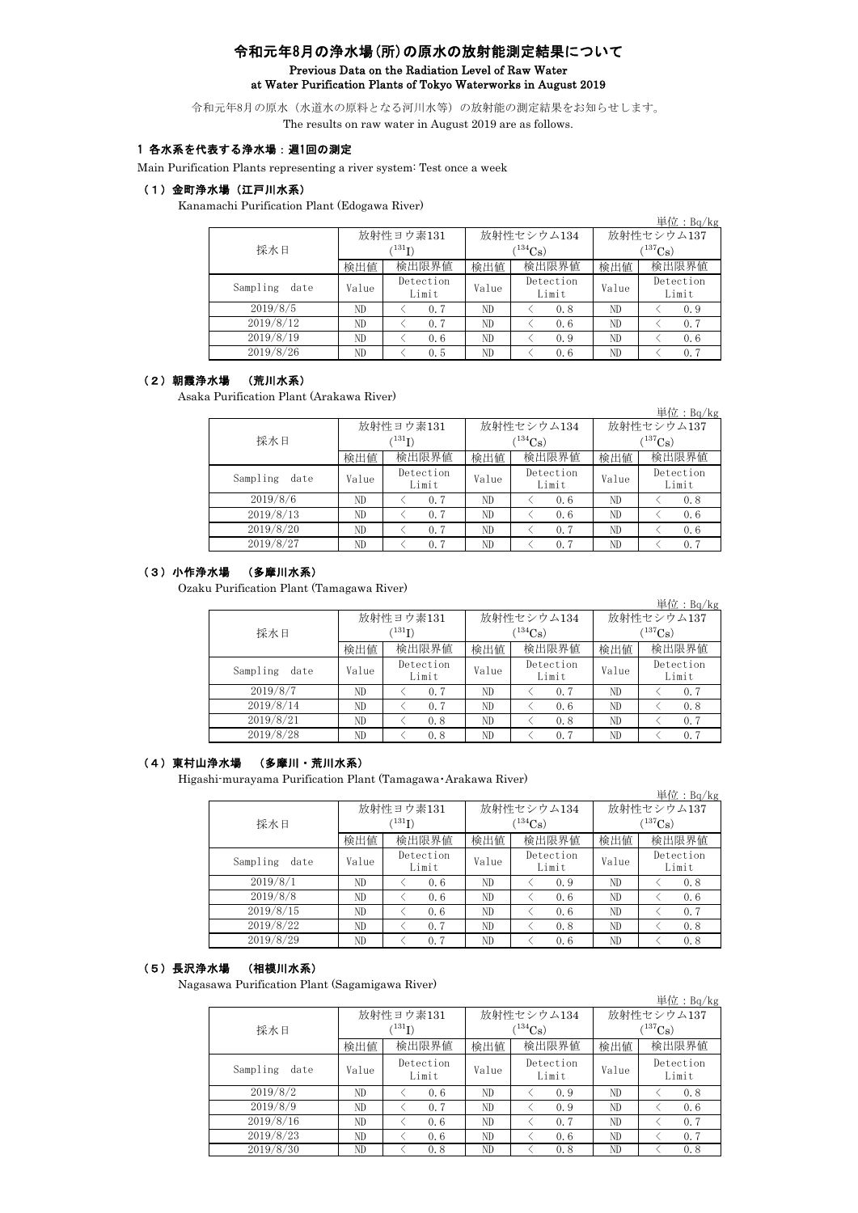# 令和元年8月の浄水場(所)の原水の放射能測定結果について

**Previous Data on the Radiation Level of Raw Water at Water Purification Plants of Tokyo Waterworks in August 2019**

令和元年8月の原水（水道水の原料となる河川水等）の放射能の測定結果をお知らせします。
The results on raw water in August 2019 are as follows.

## 1 各水系を代表する浄水場：週1回の測定

Main Purification Plants representing a river system: Test once a week

### （1）金町浄水場（江戸川水系）

Kanamachi Purification Plant (Edogawa River)

単位：Bq/kg

| 採水日 | 放射性ヨウ素131 ($^{131}I$) | | 放射性セシウム134 ($^{134}Cs$) | | 放射性セシウム137 ($^{137}Cs$) | |
|---|---|---|---|---|---|---|
| | 検出値 | 検出限界値 | 検出値 | 検出限界値 | 検出値 | 検出限界値 |
| Sampling date | Value | Detection Limit | Value | Detection Limit | Value | Detection Limit |
| 2019/8/5 | ND | ＜ 0.7 | ND | ＜ 0.8 | ND | ＜ 0.9 |
| 2019/8/12 | ND | ＜ 0.7 | ND | ＜ 0.6 | ND | ＜ 0.7 |
| 2019/8/19 | ND | ＜ 0.6 | ND | ＜ 0.9 | ND | ＜ 0.6 |
| 2019/8/26 | ND | ＜ 0.5 | ND | ＜ 0.6 | ND | ＜ 0.7 |

### （2）朝霞浄水場 （荒川水系）

Asaka Purification Plant (Arakawa River)

単位：Bq/kg

| 採水日 | 放射性ヨウ素131 ($^{131}I$) | | 放射性セシウム134 ($^{134}Cs$) | | 放射性セシウム137 ($^{137}Cs$) | |
|---|---|---|---|---|---|---|
| | 検出値 | 検出限界値 | 検出値 | 検出限界値 | 検出値 | 検出限界値 |
| Sampling date | Value | Detection Limit | Value | Detection Limit | Value | Detection Limit |
| 2019/8/6 | ND | ＜ 0.7 | ND | ＜ 0.6 | ND | ＜ 0.8 |
| 2019/8/13 | ND | ＜ 0.7 | ND | ＜ 0.6 | ND | ＜ 0.6 |
| 2019/8/20 | ND | ＜ 0.7 | ND | ＜ 0.7 | ND | ＜ 0.6 |
| 2019/8/27 | ND | ＜ 0.7 | ND | ＜ 0.7 | ND | ＜ 0.7 |

### （3）小作浄水場 （多摩川水系）

Ozaku Purification Plant (Tamagawa River)

単位：Bq/kg

| 採水日 | 放射性ヨウ素131 ($^{131}I$) | | 放射性セシウム134 ($^{134}Cs$) | | 放射性セシウム137 ($^{137}Cs$) | |
|---|---|---|---|---|---|---|
| | 検出値 | 検出限界値 | 検出値 | 検出限界値 | 検出値 | 検出限界値 |
| Sampling date | Value | Detection Limit | Value | Detection Limit | Value | Detection Limit |
| 2019/8/7 | ND | ＜ 0.7 | ND | ＜ 0.7 | ND | ＜ 0.7 |
| 2019/8/14 | ND | ＜ 0.7 | ND | ＜ 0.6 | ND | ＜ 0.8 |
| 2019/8/21 | ND | ＜ 0.8 | ND | ＜ 0.8 | ND | ＜ 0.7 |
| 2019/8/28 | ND | ＜ 0.8 | ND | ＜ 0.7 | ND | ＜ 0.7 |

### （4）東村山浄水場 （多摩川・荒川水系）

Higashi-murayama Purification Plant (Tamagawa・Arakawa River)

単位：Bq/kg

| 採水日 | 放射性ヨウ素131 ($^{131}I$) | | 放射性セシウム134 ($^{134}Cs$) | | 放射性セシウム137 ($^{137}Cs$) | |
|---|---|---|---|---|---|---|
| | 検出値 | 検出限界値 | 検出値 | 検出限界値 | 検出値 | 検出限界値 |
| Sampling date | Value | Detection Limit | Value | Detection Limit | Value | Detection Limit |
| 2019/8/1 | ND | ＜ 0.6 | ND | ＜ 0.9 | ND | ＜ 0.8 |
| 2019/8/8 | ND | ＜ 0.6 | ND | ＜ 0.6 | ND | ＜ 0.6 |
| 2019/8/15 | ND | ＜ 0.6 | ND | ＜ 0.6 | ND | ＜ 0.7 |
| 2019/8/22 | ND | ＜ 0.7 | ND | ＜ 0.8 | ND | ＜ 0.8 |
| 2019/8/29 | ND | ＜ 0.7 | ND | ＜ 0.6 | ND | ＜ 0.8 |

### （5）長沢浄水場 （相模川水系）

Nagasawa Purification Plant (Sagamigawa River)

単位：Bq/kg

| 採水日 | 放射性ヨウ素131 ($^{131}I$) | | 放射性セシウム134 ($^{134}Cs$) | | 放射性セシウム137 ($^{137}Cs$) | |
|---|---|---|---|---|---|---|
| | 検出値 | 検出限界値 | 検出値 | 検出限界値 | 検出値 | 検出限界値 |
| Sampling date | Value | Detection Limit | Value | Detection Limit | Value | Detection Limit |
| 2019/8/2 | ND | ＜ 0.6 | ND | ＜ 0.9 | ND | ＜ 0.8 |
| 2019/8/9 | ND | ＜ 0.7 | ND | ＜ 0.9 | ND | ＜ 0.6 |
| 2019/8/16 | ND | ＜ 0.6 | ND | ＜ 0.7 | ND | ＜ 0.7 |
| 2019/8/23 | ND | ＜ 0.6 | ND | ＜ 0.6 | ND | ＜ 0.7 |
| 2019/8/30 | ND | ＜ 0.8 | ND | ＜ 0.8 | ND | ＜ 0.8 |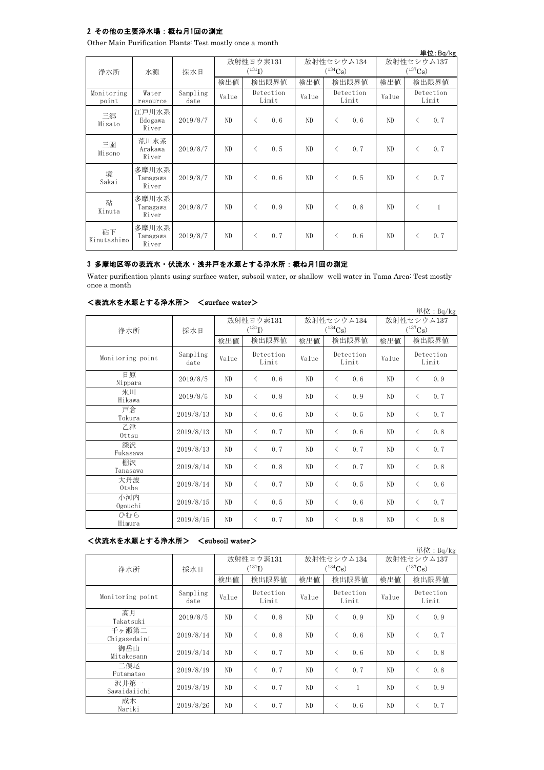### 2 その他の主要浄水場：概ね月1回の測定

Other Main Purification Plants: Test mostly once a month

単位:Bq/kg

| 浄水所 | 水源 | 採水日 | 放射性ヨウ素131 ($^{131}I$) | | 放射性セシウム134 ($^{134}Cs$) | | 放射性セシウム137 ($^{137}Cs$) | |
|---|---|---|---|---|---|---|---|---|
| | | | 検出値 | 検出限界値 | 検出値 | 検出限界値 | 検出値 | 検出限界値 |
| Monitoring point | Water resource | Sampling date | Value | Detection Limit | Value | Detection Limit | Value | Detection Limit |
| 三郷 Misato | 江戸川水系 Edogawa River | 2019/8/7 | ND | < 0.6 | ND | < 0.6 | ND | < 0.7 |
| 三園 Misono | 荒川水系 Arakawa River | 2019/8/7 | ND | < 0.5 | ND | < 0.7 | ND | < 0.7 |
| 境 Sakai | 多摩川水系 Tamagawa River | 2019/8/7 | ND | < 0.6 | ND | < 0.5 | ND | < 0.7 |
| 砧 Kinuta | 多摩川水系 Tamagawa River | 2019/8/7 | ND | < 0.9 | ND | < 0.8 | ND | < 1 |
| 砧下 Kinutashimo | 多摩川水系 Tamagawa River | 2019/8/7 | ND | < 0.7 | ND | < 0.6 | ND | < 0.7 |

### 3 多摩地区等の表流水・伏流水・浅井戸を水源とする浄水所：概ね月1回の測定

Water purification plants using surface water, subsoil water, or shallow well water in Tama Area: Test mostly once a month

#### ＜表流水を水源とする浄水所＞ ＜surface water＞

単位：Bq/kg

| 浄水所 | 採水日 | 放射性ヨウ素131 ($^{131}I$) | | 放射性セシウム134 ($^{134}Cs$) | | 放射性セシウム137 ($^{137}Cs$) | |
|---|---|---|---|---|---|---|---|
| | | 検出値 | 検出限界値 | 検出値 | 検出限界値 | 検出値 | 検出限界値 |
| Monitoring point | Sampling date | Value | Detection Limit | Value | Detection Limit | Value | Detection Limit |
| 日原 Nippara | 2019/8/5 | ND | < 0.6 | ND | < 0.6 | ND | < 0.9 |
| 氷川 Hikawa | 2019/8/5 | ND | < 0.8 | ND | < 0.9 | ND | < 0.7 |
| 戸倉 Tokura | 2019/8/13 | ND | < 0.6 | ND | < 0.5 | ND | < 0.7 |
| 乙津 Ottsu | 2019/8/13 | ND | < 0.7 | ND | < 0.6 | ND | < 0.8 |
| 深沢 Fukasawa | 2019/8/13 | ND | < 0.7 | ND | < 0.7 | ND | < 0.7 |
| 棚沢 Tanasawa | 2019/8/14 | ND | < 0.8 | ND | < 0.7 | ND | < 0.8 |
| 大丹波 Otaba | 2019/8/14 | ND | < 0.7 | ND | < 0.5 | ND | < 0.6 |
| 小河内 Ogouchi | 2019/8/15 | ND | < 0.5 | ND | < 0.6 | ND | < 0.7 |
| ひむら Himura | 2019/8/15 | ND | < 0.7 | ND | < 0.8 | ND | < 0.8 |

#### ＜伏流水を水源とする浄水所＞ ＜subsoil water＞

単位：Bq/kg

| 浄水所 | 採水日 | 放射性ヨウ素131 ($^{131}I$) | | 放射性セシウム134 ($^{134}Cs$) | | 放射性セシウム137 ($^{137}Cs$) | |
|---|---|---|---|---|---|---|---|
| | | 検出値 | 検出限界値 | 検出値 | 検出限界値 | 検出値 | 検出限界値 |
| Monitoring point | Sampling date | Value | Detection Limit | Value | Detection Limit | Value | Detection Limit |
| 高月 Takatsuki | 2019/8/5 | ND | < 0.8 | ND | < 0.9 | ND | < 0.9 |
| 千ヶ瀬第二 Chigasedaini | 2019/8/14 | ND | < 0.8 | ND | < 0.6 | ND | < 0.7 |
| 御岳山 Mitakesann | 2019/8/14 | ND | < 0.7 | ND | < 0.6 | ND | < 0.8 |
| 二俣尾 Futamatao | 2019/8/19 | ND | < 0.7 | ND | < 0.7 | ND | < 0.8 |
| 沢井第一 Sawaidaiichi | 2019/8/19 | ND | < 0.7 | ND | < 1 | ND | < 0.9 |
| 成木 Nariki | 2019/8/26 | ND | < 0.7 | ND | < 0.6 | ND | < 0.7 |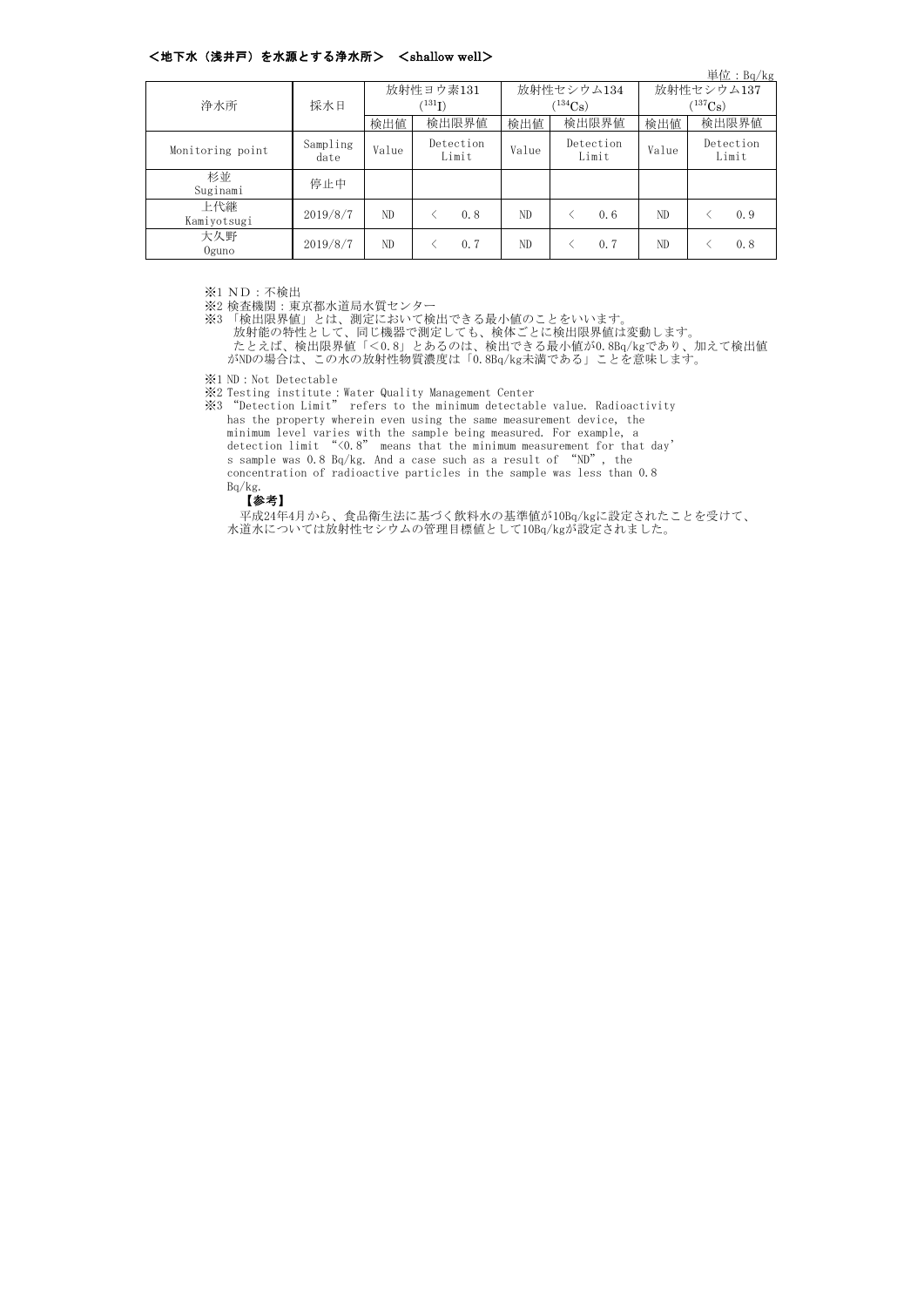## ＜地下水（浅井戸）を水源とする浄水所＞　＜shallow well＞

単位：Bq/kg

| 浄水所 | 採水日 | 放射性ヨウ素131 ($^{131}I$) | | 放射性セシウム134 ($^{134}Cs$) | | 放射性セシウム137 ($^{137}Cs$) | |
|---|---|---|---|---|---|---|---|
| | | 検出値 | 検出限界値 | 検出値 | 検出限界値 | 検出値 | 検出限界値 |
| Monitoring point | Sampling date | Value | Detection Limit | Value | Detection Limit | Value | Detection Limit |
| 杉並 Suginami | 停止中 | | | | | | |
| 上代継 Kamiyotsugi | 2019/8/7 | ND | ＜ 0.8 | ND | ＜ 0.6 | ND | ＜ 0.9 |
| 大久野 Oguno | 2019/8/7 | ND | ＜ 0.7 | ND | ＜ 0.7 | ND | ＜ 0.8 |

※1 ＮＤ：不検出
※2 検査機関：東京都水道局水質センター
※3 「検出限界値」とは、測定において検出できる最小値のことをいいます。
放射能の特性として、同じ機器で測定しても、検体ごとに検出限界値は変動します。
たとえば、検出限界値「＜0.8」とあるのは、検出できる最小値が0.8Bq/kgであり、加えて検出値がNDの場合は、この水の放射性物質濃度は「0.8Bq/kg未満である」ことを意味します。

※1 ND：Not Detectable
※2 Testing institute：Water Quality Management Center
※3 "Detection Limit" refers to the minimum detectable value. Radioactivity has the property wherein even using the same measurement device, the minimum level varies with the sample being measured. For example, a detection limit "<0.8" means that the minimum measurement for that day's sample was 0.8 Bq/kg. And a case such as a result of "ND", the concentration of radioactive particles in the sample was less than 0.8 Bq/kg.

**【参考】**
平成24年4月から、食品衛生法に基づく飲料水の基準値が10Bq/kgに設定されたことを受けて、水道水については放射性セシウムの管理目標値として10Bq/kgが設定されました。